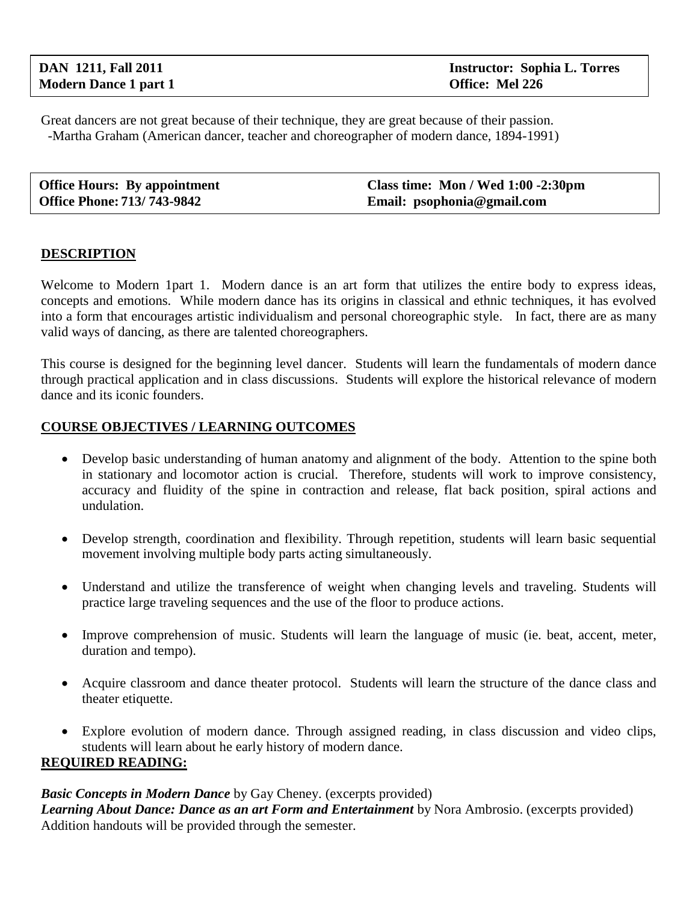| | |
|---|---|
| **DAN 1211, Fall 2011** | **Instructor: Sophia L. Torres** |
| **Modern Dance 1 part 1** | **Office: Mel 226** |

Great dancers are not great because of their technique, they are great because of their passion.
-Martha Graham (American dancer, teacher and choreographer of modern dance, 1894-1991)

| | |
|---|---|
| **Office Hours: By appointment** | **Class time: Mon / Wed 1:00 -2:30pm** |
| **Office Phone: 713/ 743-9842** | **Email: psophonia@gmail.com** |

## DESCRIPTION

Welcome to Modern 1part 1. Modern dance is an art form that utilizes the entire body to express ideas, concepts and emotions. While modern dance has its origins in classical and ethnic techniques, it has evolved into a form that encourages artistic individualism and personal choreographic style. In fact, there are as many valid ways of dancing, as there are talented choreographers.

This course is designed for the beginning level dancer. Students will learn the fundamentals of modern dance through practical application and in class discussions. Students will explore the historical relevance of modern dance and its iconic founders.

## COURSE OBJECTIVES / LEARNING OUTCOMES

- Develop basic understanding of human anatomy and alignment of the body. Attention to the spine both in stationary and locomotor action is crucial. Therefore, students will work to improve consistency, accuracy and fluidity of the spine in contraction and release, flat back position, spiral actions and undulation.
- Develop strength, coordination and flexibility. Through repetition, students will learn basic sequential movement involving multiple body parts acting simultaneously.
- Understand and utilize the transference of weight when changing levels and traveling. Students will practice large traveling sequences and the use of the floor to produce actions.
- Improve comprehension of music. Students will learn the language of music (ie. beat, accent, meter, duration and tempo).
- Acquire classroom and dance theater protocol. Students will learn the structure of the dance class and theater etiquette.
- Explore evolution of modern dance. Through assigned reading, in class discussion and video clips, students will learn about he early history of modern dance.

## REQUIRED READING:

***Basic Concepts in Modern Dance*** by Gay Cheney. (excerpts provided)
***Learning About Dance: Dance as an art Form and Entertainment*** by Nora Ambrosio. (excerpts provided)
Addition handouts will be provided through the semester.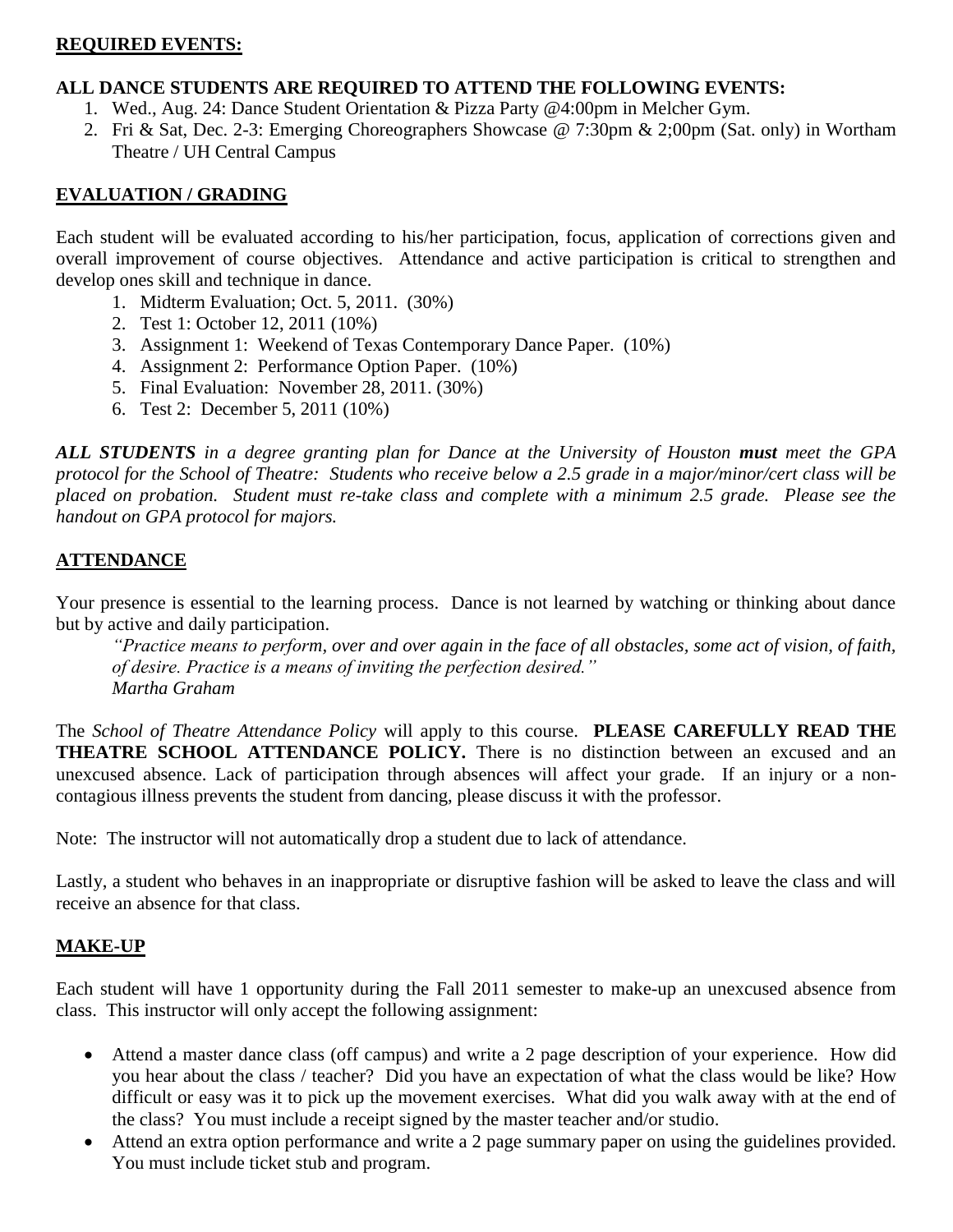**REQUIRED EVENTS:**

**ALL DANCE STUDENTS ARE REQUIRED TO ATTEND THE FOLLOWING EVENTS:**

1. Wed., Aug. 24: Dance Student Orientation & Pizza Party @4:00pm in Melcher Gym.
2. Fri & Sat, Dec. 2-3: Emerging Choreographers Showcase @ 7:30pm & 2;00pm (Sat. only) in Wortham Theatre / UH Central Campus

**EVALUATION / GRADING**

Each student will be evaluated according to his/her participation, focus, application of corrections given and overall improvement of course objectives. Attendance and active participation is critical to strengthen and develop ones skill and technique in dance.

1. Midterm Evaluation; Oct. 5, 2011. (30%)
2. Test 1: October 12, 2011 (10%)
3. Assignment 1: Weekend of Texas Contemporary Dance Paper. (10%)
4. Assignment 2: Performance Option Paper. (10%)
5. Final Evaluation: November 28, 2011. (30%)
6. Test 2: December 5, 2011 (10%)

***ALL STUDENTS*** *in a degree granting plan for Dance at the University of Houston* ***must*** *meet the GPA protocol for the School of Theatre: Students who receive below a 2.5 grade in a major/minor/cert class will be placed on probation. Student must re-take class and complete with a minimum 2.5 grade. Please see the handout on GPA protocol for majors.*

**ATTENDANCE**

Your presence is essential to the learning process. Dance is not learned by watching or thinking about dance but by active and daily participation.

> *"Practice means to perform, over and over again in the face of all obstacles, some act of vision, of faith, of desire. Practice is a means of inviting the perfection desired."*
> *Martha Graham*

The *School of Theatre Attendance Policy* will apply to this course. **PLEASE CAREFULLY READ THE THEATRE SCHOOL ATTENDANCE POLICY.** There is no distinction between an excused and an unexcused absence. Lack of participation through absences will affect your grade. If an injury or a non-contagious illness prevents the student from dancing, please discuss it with the professor.

Note: The instructor will not automatically drop a student due to lack of attendance.

Lastly, a student who behaves in an inappropriate or disruptive fashion will be asked to leave the class and will receive an absence for that class.

**MAKE-UP**

Each student will have 1 opportunity during the Fall 2011 semester to make-up an unexcused absence from class. This instructor will only accept the following assignment:

- Attend a master dance class (off campus) and write a 2 page description of your experience. How did you hear about the class / teacher? Did you have an expectation of what the class would be like? How difficult or easy was it to pick up the movement exercises. What did you walk away with at the end of the class? You must include a receipt signed by the master teacher and/or studio.
- Attend an extra option performance and write a 2 page summary paper on using the guidelines provided. You must include ticket stub and program.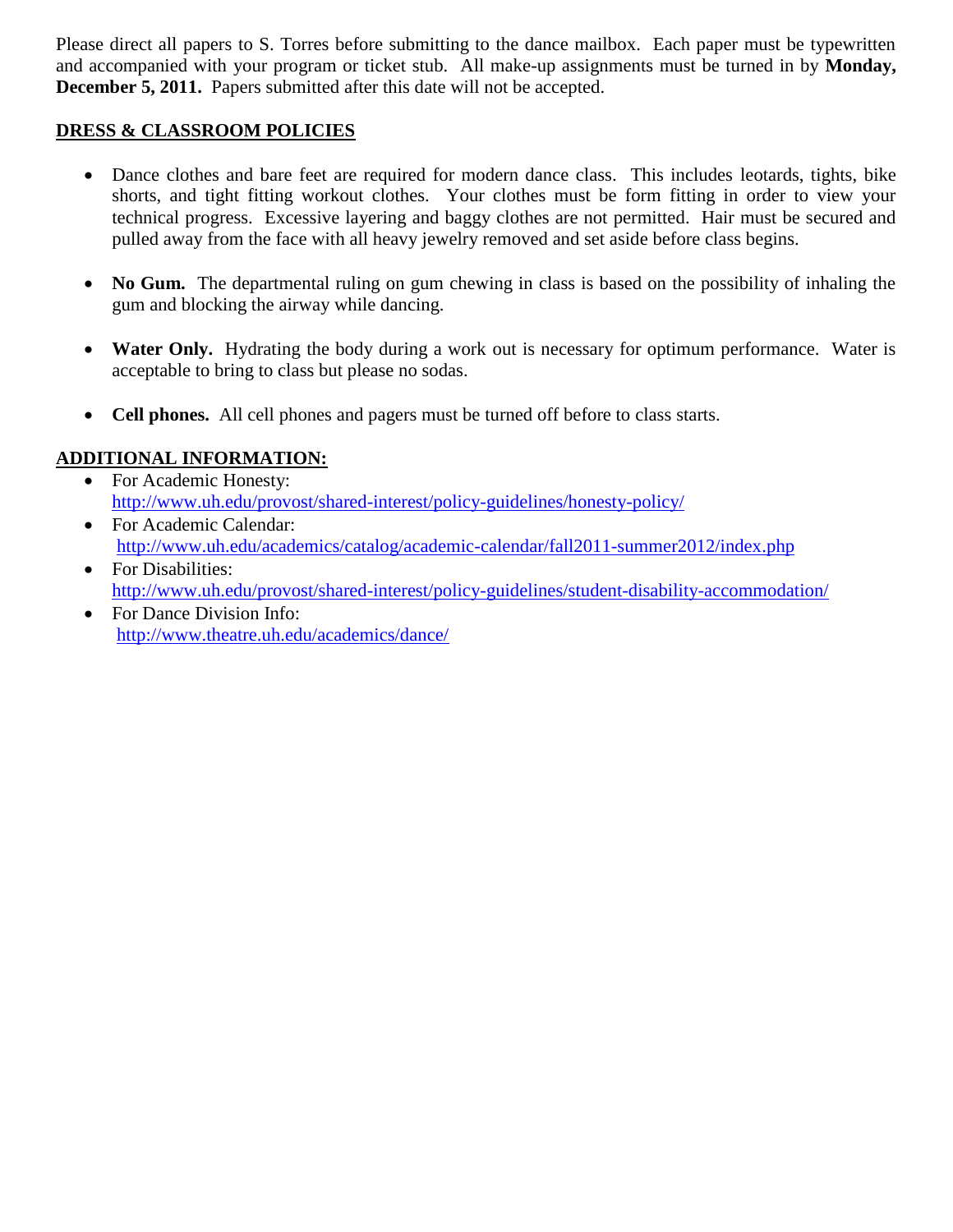Please direct all papers to S. Torres before submitting to the dance mailbox. Each paper must be typewritten and accompanied with your program or ticket stub. All make-up assignments must be turned in by **Monday, December 5, 2011.** Papers submitted after this date will not be accepted.

## DRESS & CLASSROOM POLICIES

- Dance clothes and bare feet are required for modern dance class. This includes leotards, tights, bike shorts, and tight fitting workout clothes. Your clothes must be form fitting in order to view your technical progress. Excessive layering and baggy clothes are not permitted. Hair must be secured and pulled away from the face with all heavy jewelry removed and set aside before class begins.

- **No Gum.** The departmental ruling on gum chewing in class is based on the possibility of inhaling the gum and blocking the airway while dancing.

- **Water Only.** Hydrating the body during a work out is necessary for optimum performance. Water is acceptable to bring to class but please no sodas.

- **Cell phones.** All cell phones and pagers must be turned off before to class starts.

## ADDITIONAL INFORMATION:

- For Academic Honesty: http://www.uh.edu/provost/shared-interest/policy-guidelines/honesty-policy/
- For Academic Calendar: http://www.uh.edu/academics/catalog/academic-calendar/fall2011-summer2012/index.php
- For Disabilities: http://www.uh.edu/provost/shared-interest/policy-guidelines/student-disability-accommodation/
- For Dance Division Info: http://www.theatre.uh.edu/academics/dance/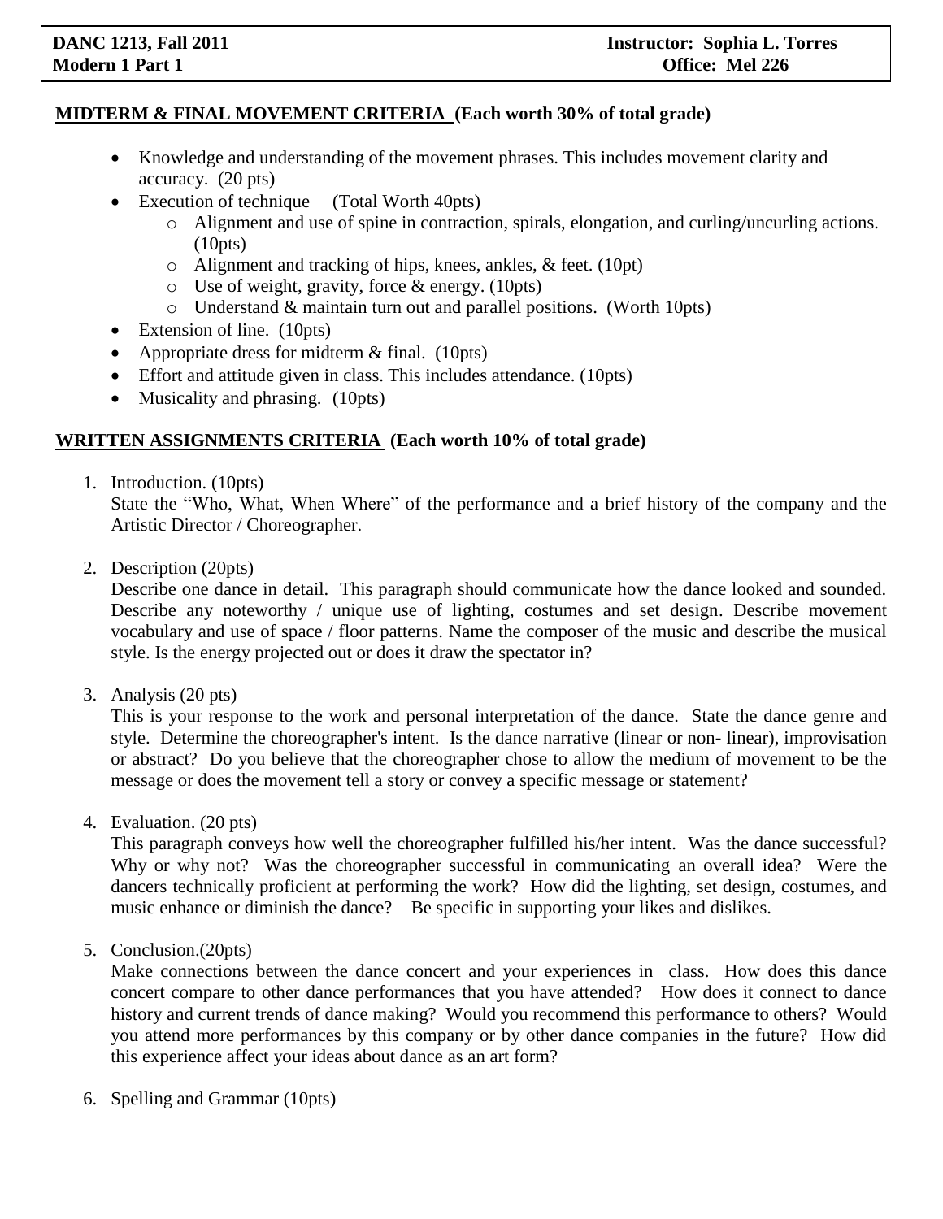**DANC 1213, Fall 2011**
**Modern 1 Part 1**

**Instructor: Sophia L. Torres**
**Office: Mel 226**

## MIDTERM & FINAL MOVEMENT CRITERIA (Each worth 30% of total grade)

- Knowledge and understanding of the movement phrases. This includes movement clarity and accuracy. (20 pts)
- Execution of technique (Total Worth 40pts)
  - Alignment and use of spine in contraction, spirals, elongation, and curling/uncurling actions. (10pts)
  - Alignment and tracking of hips, knees, ankles, & feet. (10pt)
  - Use of weight, gravity, force & energy. (10pts)
  - Understand & maintain turn out and parallel positions. (Worth 10pts)
- Extension of line. (10pts)
- Appropriate dress for midterm & final. (10pts)
- Effort and attitude given in class. This includes attendance. (10pts)
- Musicality and phrasing. (10pts)

## WRITTEN ASSIGNMENTS CRITERIA (Each worth 10% of total grade)

1. Introduction. (10pts)
   State the "Who, What, When Where" of the performance and a brief history of the company and the Artistic Director / Choreographer.

2. Description (20pts)
   Describe one dance in detail. This paragraph should communicate how the dance looked and sounded. Describe any noteworthy / unique use of lighting, costumes and set design. Describe movement vocabulary and use of space / floor patterns. Name the composer of the music and describe the musical style. Is the energy projected out or does it draw the spectator in?

3. Analysis (20 pts)
   This is your response to the work and personal interpretation of the dance. State the dance genre and style. Determine the choreographer's intent. Is the dance narrative (linear or non- linear), improvisation or abstract? Do you believe that the choreographer chose to allow the medium of movement to be the message or does the movement tell a story or convey a specific message or statement?

4. Evaluation. (20 pts)
   This paragraph conveys how well the choreographer fulfilled his/her intent. Was the dance successful? Why or why not? Was the choreographer successful in communicating an overall idea? Were the dancers technically proficient at performing the work? How did the lighting, set design, costumes, and music enhance or diminish the dance? Be specific in supporting your likes and dislikes.

5. Conclusion.(20pts)
   Make connections between the dance concert and your experiences in class. How does this dance concert compare to other dance performances that you have attended? How does it connect to dance history and current trends of dance making? Would you recommend this performance to others? Would you attend more performances by this company or by other dance companies in the future? How did this experience affect your ideas about dance as an art form?

6. Spelling and Grammar (10pts)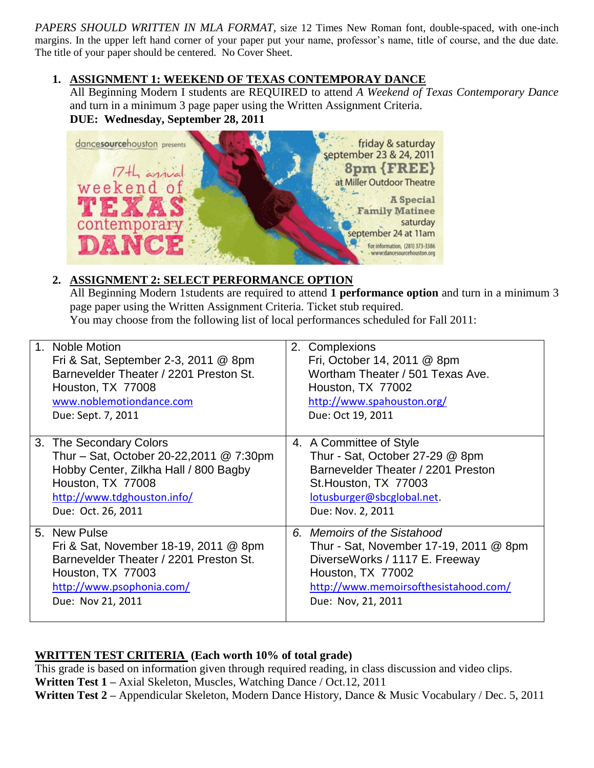*PAPERS SHOULD WRITTEN IN MLA FORMAT*, size 12 Times New Roman font, double-spaced, with one-inch margins. In the upper left hand corner of your paper put your name, professor's name, title of course, and the due date. The title of your paper should be centered. No Cover Sheet.

1. **ASSIGNMENT 1: WEEKEND OF TEXAS CONTEMPORAY DANCE**
   All Beginning Modern I students are REQUIRED to attend *A Weekend of Texas Contemporary Dance* and turn in a minimum 3 page paper using the Written Assignment Criteria.
   **DUE: Wednesday, September 28, 2011**

dancesourcehouston presents
17th annual
weekend of
TEXAS
contemporary
DANCE

friday & saturday
september 23 & 24, 2011
8pm {FREE}
at Miller Outdoor Theatre

A Special
Family Matinee
saturday
september 24 at 11am

For information, (281) 373-3386
www.dancesourcehouston.org

2. **ASSIGNMENT 2: SELECT PERFORMANCE OPTION**
   All Beginning Modern 1students are required to attend **1 performance option** and turn in a minimum 3 page paper using the Written Assignment Criteria. Ticket stub required.
   You may choose from the following list of local performances scheduled for Fall 2011:

| | |
|---|---|
| 1. Noble Motion<br>Fri & Sat, September 2-3, 2011 @ 8pm<br>Barnevelder Theater / 2201 Preston St.<br>Houston, TX 77008<br>www.noblemotiondance.com<br>Due: Sept. 7, 2011 | 2. Complexions<br>Fri, October 14, 2011 @ 8pm<br>Wortham Theater / 501 Texas Ave.<br>Houston, TX 77002<br>http://www.spahouston.org/<br>Due: Oct 19, 2011 |
| 3. The Secondary Colors<br>Thur – Sat, October 20-22,2011 @ 7:30pm<br>Hobby Center, Zilkha Hall / 800 Bagby<br>Houston, TX 77008<br>http://www.tdghouston.info/<br>Due: Oct. 26, 2011 | 4. A Committee of Style<br>Thur - Sat, October 27-29 @ 8pm<br>Barnevelder Theater / 2201 Preston<br>St.Houston, TX 77003<br>lotusburger@sbcglobal.net.<br>Due: Nov. 2, 2011 |
| 5. New Pulse<br>Fri & Sat, November 18-19, 2011 @ 8pm<br>Barnevelder Theater / 2201 Preston St.<br>Houston, TX 77003<br>http://www.psophonia.com/<br>Due: Nov 21, 2011 | 6. *Memoirs of the Sistahood*<br>Thur - Sat, November 17-19, 2011 @ 8pm<br>DiverseWorks / 1117 E. Freeway<br>Houston, TX 77002<br>http://www.memoirsofthesistahood.com/<br>Due: Nov, 21, 2011 |

**WRITTEN TEST CRITERIA (Each worth 10% of total grade)**

This grade is based on information given through required reading, in class discussion and video clips.

**Written Test 1 –** Axial Skeleton, Muscles, Watching Dance / Oct.12, 2011

**Written Test 2 –** Appendicular Skeleton, Modern Dance History, Dance & Music Vocabulary / Dec. 5, 2011